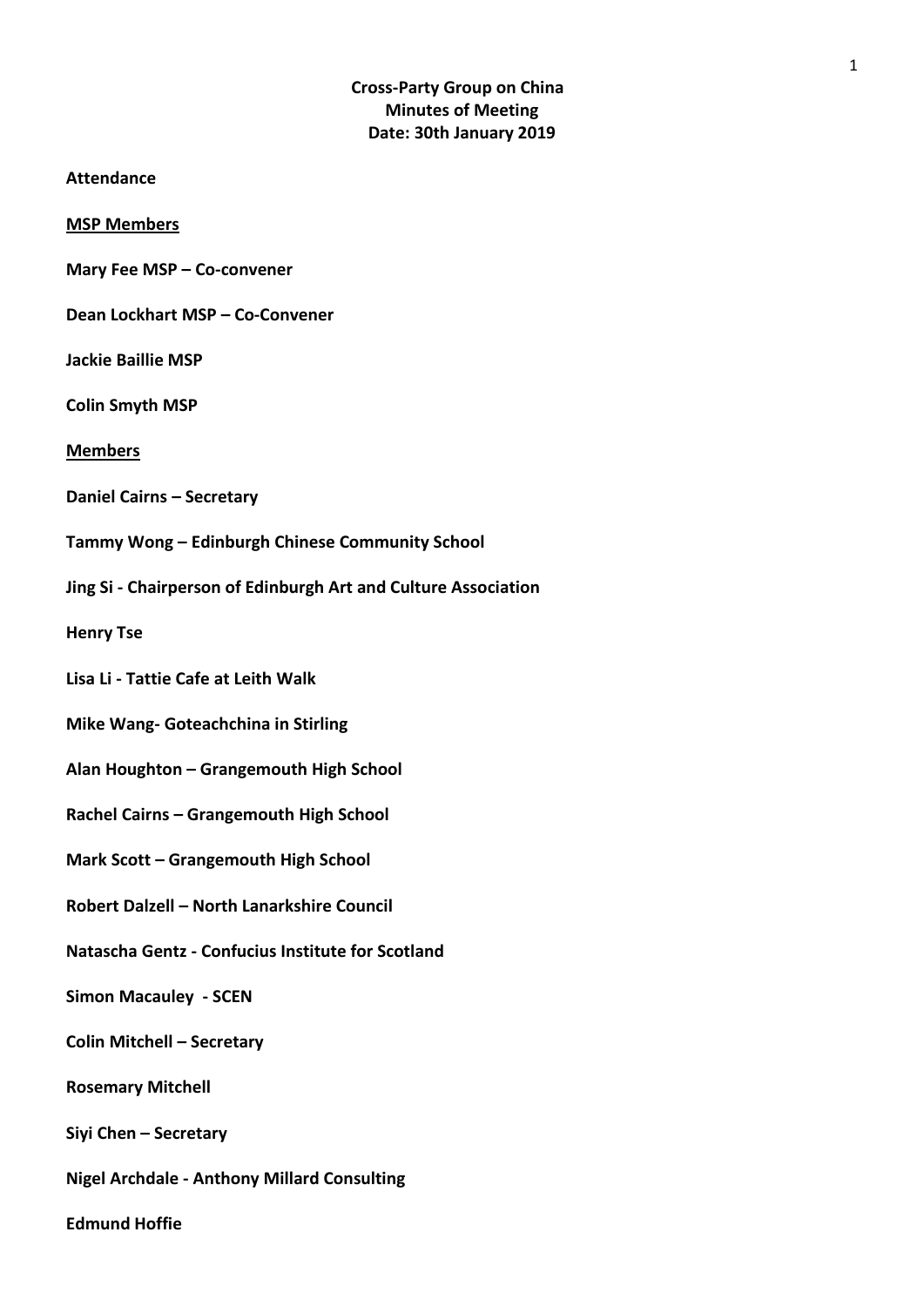**Cross-Party Group on China**
**Minutes of Meeting**
**Date: 30th January 2019**

**Attendance**

**MSP Members**

**Mary Fee MSP – Co-convener**

**Dean Lockhart MSP – Co-Convener**

**Jackie Baillie MSP**

**Colin Smyth MSP**

**Members**

**Daniel Cairns – Secretary**

**Tammy Wong – Edinburgh Chinese Community School**

**Jing Si - Chairperson of Edinburgh Art and Culture Association**

**Henry Tse**

**Lisa Li - Tattie Cafe at Leith Walk**

**Mike Wang- Goteachchina in Stirling**

**Alan Houghton – Grangemouth High School**

**Rachel Cairns – Grangemouth High School**

**Mark Scott – Grangemouth High School**

**Robert Dalzell – North Lanarkshire Council**

**Natascha Gentz - Confucius Institute for Scotland**

**Simon Macauley - SCEN**

**Colin Mitchell – Secretary**

**Rosemary Mitchell**

**Siyi Chen – Secretary**

**Nigel Archdale - Anthony Millard Consulting**

**Edmund Hoffie**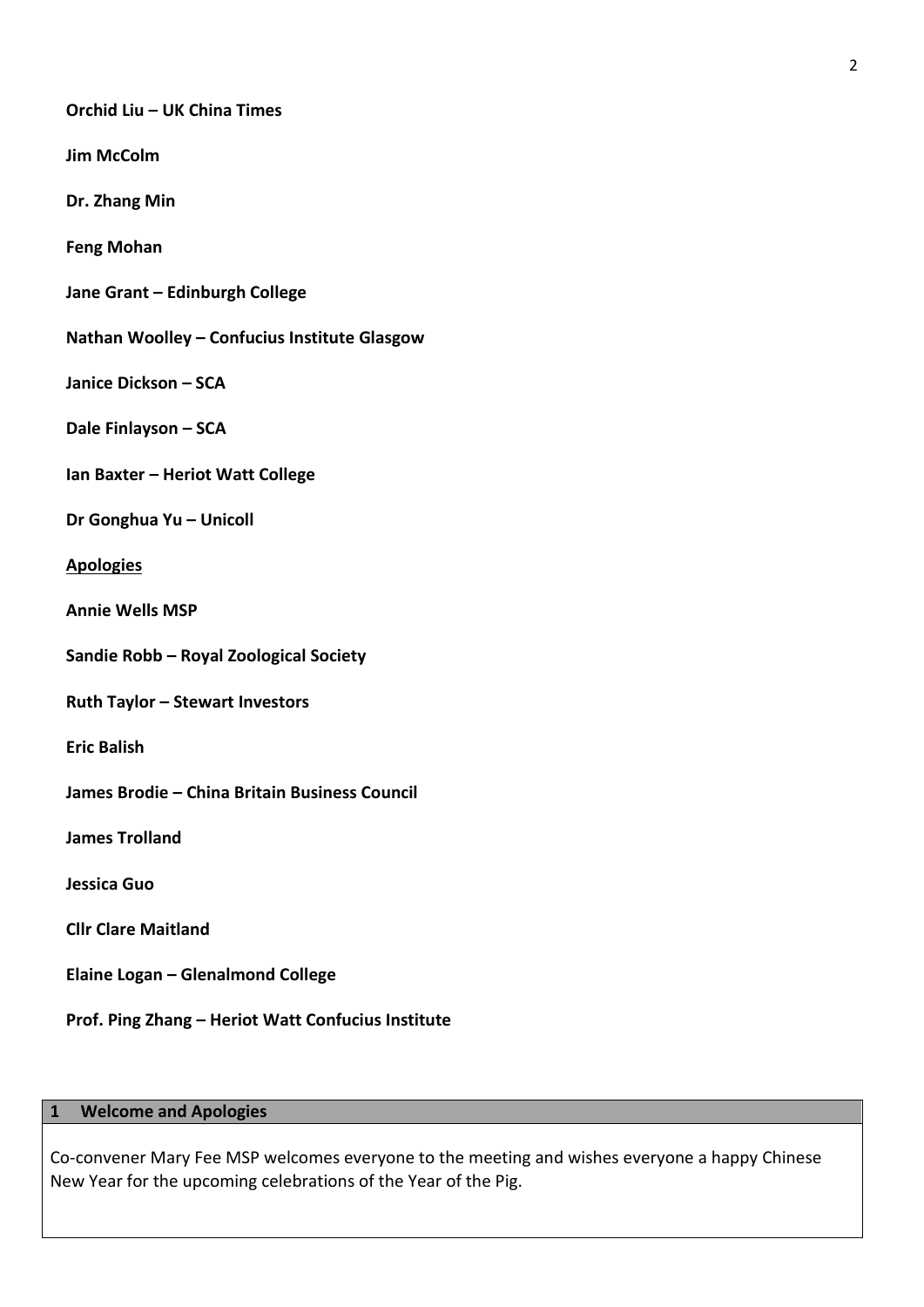**Orchid Liu – UK China Times**

**Jim McColm**

**Dr. Zhang Min**

**Feng Mohan**

**Jane Grant – Edinburgh College**

**Nathan Woolley – Confucius Institute Glasgow**

**Janice Dickson – SCA**

**Dale Finlayson – SCA**

**Ian Baxter – Heriot Watt College**

**Dr Gonghua Yu – Unicoll**

**Apologies**

**Annie Wells MSP**

**Sandie Robb – Royal Zoological Society**

**Ruth Taylor – Stewart Investors**

**Eric Balish**

**James Brodie – China Britain Business Council**

**James Trolland**

**Jessica Guo**

**Cllr Clare Maitland**

**Elaine Logan – Glenalmond College**

**Prof. Ping Zhang – Heriot Watt Confucius Institute**

| 1 Welcome and Apologies |
|---|
| Co-convener Mary Fee MSP welcomes everyone to the meeting and wishes everyone a happy Chinese New Year for the upcoming celebrations of the Year of the Pig. |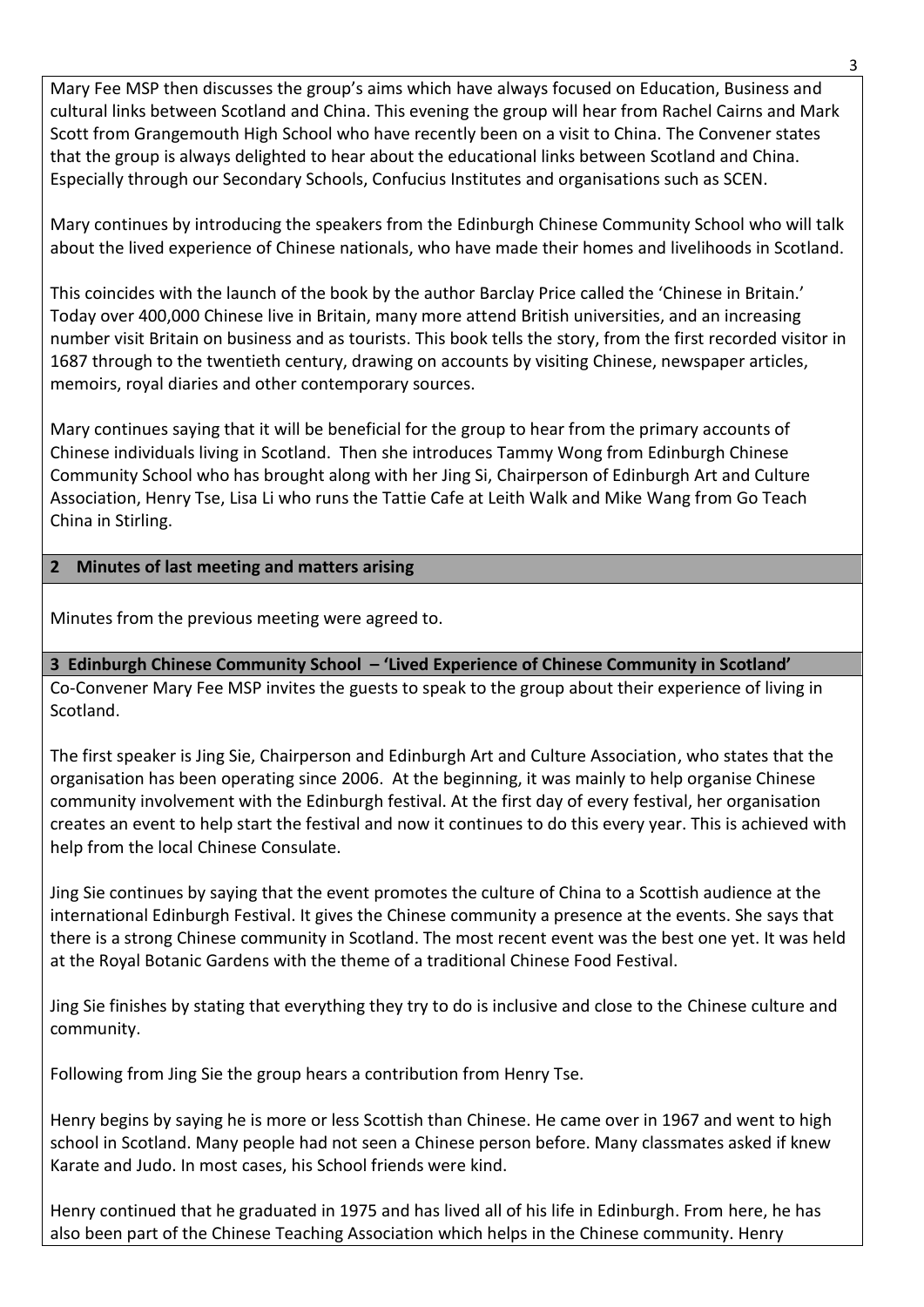Mary Fee MSP then discusses the group's aims which have always focused on Education, Business and cultural links between Scotland and China. This evening the group will hear from Rachel Cairns and Mark Scott from Grangemouth High School who have recently been on a visit to China. The Convener states that the group is always delighted to hear about the educational links between Scotland and China. Especially through our Secondary Schools, Confucius Institutes and organisations such as SCEN.

Mary continues by introducing the speakers from the Edinburgh Chinese Community School who will talk about the lived experience of Chinese nationals, who have made their homes and livelihoods in Scotland.

This coincides with the launch of the book by the author Barclay Price called the 'Chinese in Britain.' Today over 400,000 Chinese live in Britain, many more attend British universities, and an increasing number visit Britain on business and as tourists. This book tells the story, from the first recorded visitor in 1687 through to the twentieth century, drawing on accounts by visiting Chinese, newspaper articles, memoirs, royal diaries and other contemporary sources.

Mary continues saying that it will be beneficial for the group to hear from the primary accounts of Chinese individuals living in Scotland. Then she introduces Tammy Wong from Edinburgh Chinese Community School who has brought along with her Jing Si, Chairperson of Edinburgh Art and Culture Association, Henry Tse, Lisa Li who runs the Tattie Cafe at Leith Walk and Mike Wang from Go Teach China in Stirling.

## 2 Minutes of last meeting and matters arising

Minutes from the previous meeting were agreed to.

## 3 Edinburgh Chinese Community School – 'Lived Experience of Chinese Community in Scotland'

Co-Convener Mary Fee MSP invites the guests to speak to the group about their experience of living in Scotland.

The first speaker is Jing Sie, Chairperson and Edinburgh Art and Culture Association, who states that the organisation has been operating since 2006. At the beginning, it was mainly to help organise Chinese community involvement with the Edinburgh festival. At the first day of every festival, her organisation creates an event to help start the festival and now it continues to do this every year. This is achieved with help from the local Chinese Consulate.

Jing Sie continues by saying that the event promotes the culture of China to a Scottish audience at the international Edinburgh Festival. It gives the Chinese community a presence at the events. She says that there is a strong Chinese community in Scotland. The most recent event was the best one yet. It was held at the Royal Botanic Gardens with the theme of a traditional Chinese Food Festival.

Jing Sie finishes by stating that everything they try to do is inclusive and close to the Chinese culture and community.

Following from Jing Sie the group hears a contribution from Henry Tse.

Henry begins by saying he is more or less Scottish than Chinese. He came over in 1967 and went to high school in Scotland. Many people had not seen a Chinese person before. Many classmates asked if knew Karate and Judo. In most cases, his School friends were kind.

Henry continued that he graduated in 1975 and has lived all of his life in Edinburgh. From here, he has also been part of the Chinese Teaching Association which helps in the Chinese community. Henry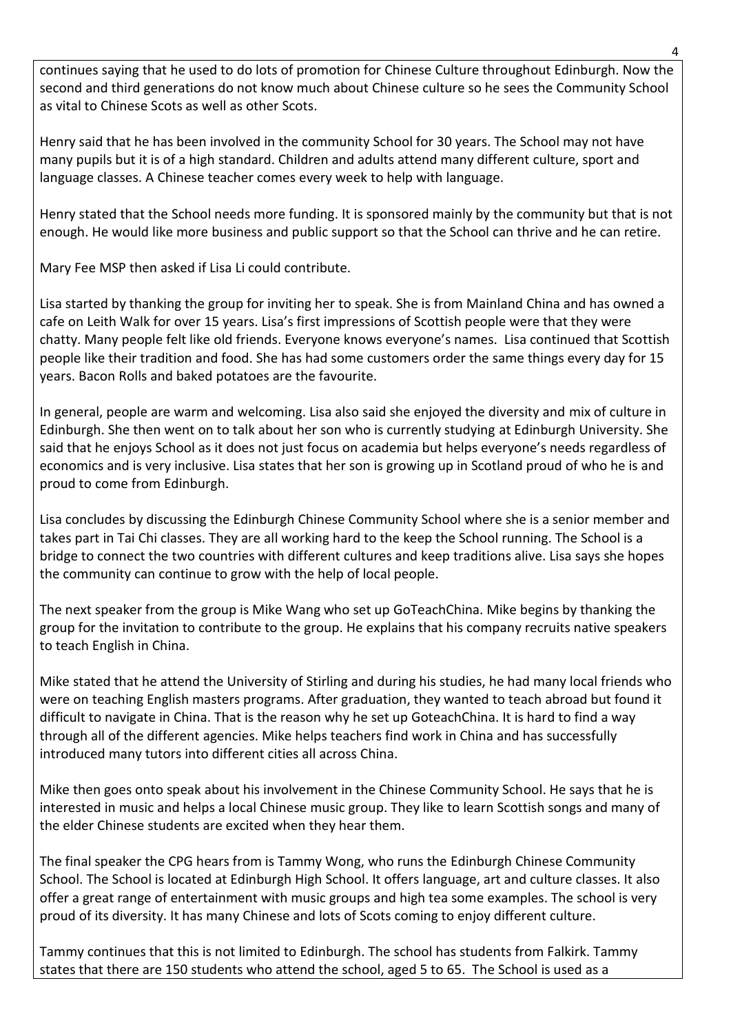continues saying that he used to do lots of promotion for Chinese Culture throughout Edinburgh. Now the second and third generations do not know much about Chinese culture so he sees the Community School as vital to Chinese Scots as well as other Scots.

Henry said that he has been involved in the community School for 30 years. The School may not have many pupils but it is of a high standard. Children and adults attend many different culture, sport and language classes. A Chinese teacher comes every week to help with language.

Henry stated that the School needs more funding. It is sponsored mainly by the community but that is not enough. He would like more business and public support so that the School can thrive and he can retire.

Mary Fee MSP then asked if Lisa Li could contribute.

Lisa started by thanking the group for inviting her to speak. She is from Mainland China and has owned a cafe on Leith Walk for over 15 years. Lisa's first impressions of Scottish people were that they were chatty. Many people felt like old friends. Everyone knows everyone's names. Lisa continued that Scottish people like their tradition and food. She has had some customers order the same things every day for 15 years. Bacon Rolls and baked potatoes are the favourite.

In general, people are warm and welcoming. Lisa also said she enjoyed the diversity and mix of culture in Edinburgh. She then went on to talk about her son who is currently studying at Edinburgh University. She said that he enjoys School as it does not just focus on academia but helps everyone's needs regardless of economics and is very inclusive. Lisa states that her son is growing up in Scotland proud of who he is and proud to come from Edinburgh.

Lisa concludes by discussing the Edinburgh Chinese Community School where she is a senior member and takes part in Tai Chi classes. They are all working hard to the keep the School running. The School is a bridge to connect the two countries with different cultures and keep traditions alive. Lisa says she hopes the community can continue to grow with the help of local people.

The next speaker from the group is Mike Wang who set up GoTeachChina. Mike begins by thanking the group for the invitation to contribute to the group. He explains that his company recruits native speakers to teach English in China.

Mike stated that he attend the University of Stirling and during his studies, he had many local friends who were on teaching English masters programs. After graduation, they wanted to teach abroad but found it difficult to navigate in China. That is the reason why he set up GoteachChina. It is hard to find a way through all of the different agencies. Mike helps teachers find work in China and has successfully introduced many tutors into different cities all across China.

Mike then goes onto speak about his involvement in the Chinese Community School. He says that he is interested in music and helps a local Chinese music group. They like to learn Scottish songs and many of the elder Chinese students are excited when they hear them.

The final speaker the CPG hears from is Tammy Wong, who runs the Edinburgh Chinese Community School. The School is located at Edinburgh High School. It offers language, art and culture classes. It also offer a great range of entertainment with music groups and high tea some examples. The school is very proud of its diversity. It has many Chinese and lots of Scots coming to enjoy different culture.

Tammy continues that this is not limited to Edinburgh. The school has students from Falkirk. Tammy states that there are 150 students who attend the school, aged 5 to 65. The School is used as a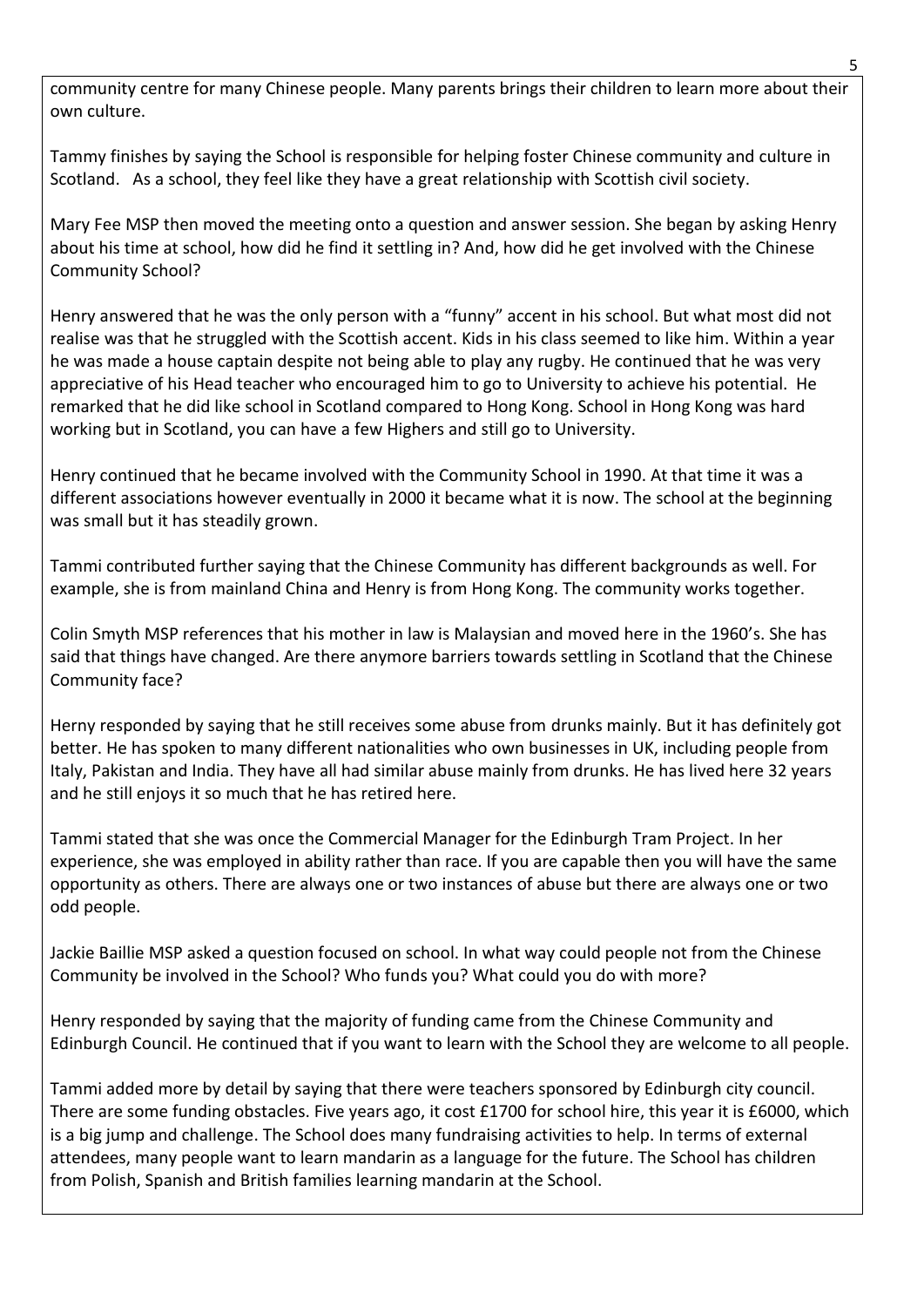community centre for many Chinese people. Many parents brings their children to learn more about their own culture.

Tammy finishes by saying the School is responsible for helping foster Chinese community and culture in Scotland. As a school, they feel like they have a great relationship with Scottish civil society.

Mary Fee MSP then moved the meeting onto a question and answer session. She began by asking Henry about his time at school, how did he find it settling in? And, how did he get involved with the Chinese Community School?

Henry answered that he was the only person with a "funny" accent in his school. But what most did not realise was that he struggled with the Scottish accent. Kids in his class seemed to like him. Within a year he was made a house captain despite not being able to play any rugby. He continued that he was very appreciative of his Head teacher who encouraged him to go to University to achieve his potential. He remarked that he did like school in Scotland compared to Hong Kong. School in Hong Kong was hard working but in Scotland, you can have a few Highers and still go to University.

Henry continued that he became involved with the Community School in 1990. At that time it was a different associations however eventually in 2000 it became what it is now. The school at the beginning was small but it has steadily grown.

Tammi contributed further saying that the Chinese Community has different backgrounds as well. For example, she is from mainland China and Henry is from Hong Kong. The community works together.

Colin Smyth MSP references that his mother in law is Malaysian and moved here in the 1960's. She has said that things have changed. Are there anymore barriers towards settling in Scotland that the Chinese Community face?

Herny responded by saying that he still receives some abuse from drunks mainly. But it has definitely got better. He has spoken to many different nationalities who own businesses in UK, including people from Italy, Pakistan and India. They have all had similar abuse mainly from drunks. He has lived here 32 years and he still enjoys it so much that he has retired here.

Tammi stated that she was once the Commercial Manager for the Edinburgh Tram Project. In her experience, she was employed in ability rather than race. If you are capable then you will have the same opportunity as others. There are always one or two instances of abuse but there are always one or two odd people.

Jackie Baillie MSP asked a question focused on school. In what way could people not from the Chinese Community be involved in the School? Who funds you? What could you do with more?

Henry responded by saying that the majority of funding came from the Chinese Community and Edinburgh Council. He continued that if you want to learn with the School they are welcome to all people.

Tammi added more by detail by saying that there were teachers sponsored by Edinburgh city council. There are some funding obstacles. Five years ago, it cost £1700 for school hire, this year it is £6000, which is a big jump and challenge. The School does many fundraising activities to help. In terms of external attendees, many people want to learn mandarin as a language for the future. The School has children from Polish, Spanish and British families learning mandarin at the School.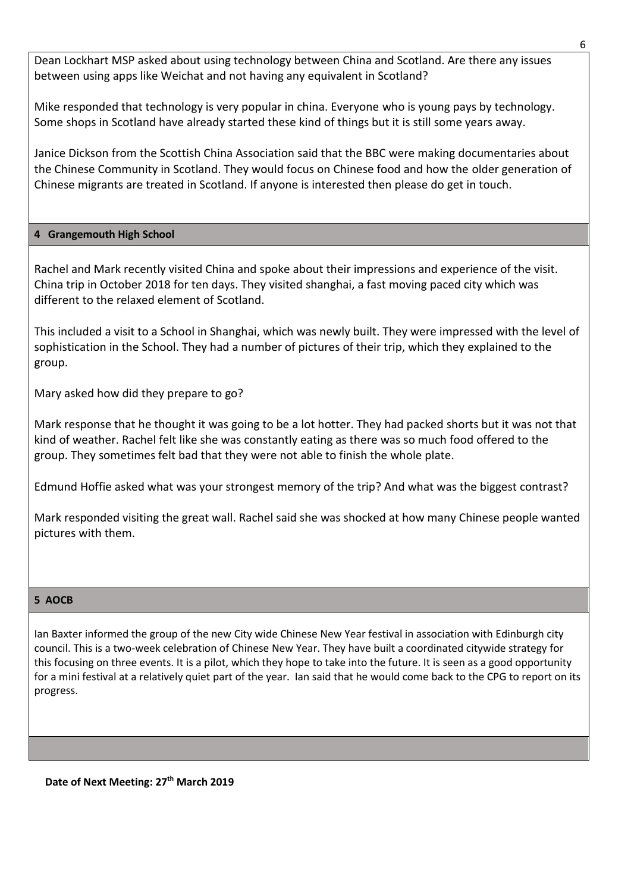Dean Lockhart MSP asked about using technology between China and Scotland. Are there any issues between using apps like Weichat and not having any equivalent in Scotland?

Mike responded that technology is very popular in china. Everyone who is young pays by technology. Some shops in Scotland have already started these kind of things but it is still some years away.

Janice Dickson from the Scottish China Association said that the BBC were making documentaries about the Chinese Community in Scotland. They would focus on Chinese food and how the older generation of Chinese migrants are treated in Scotland. If anyone is interested then please do get in touch.

**4 Grangemouth High School**

Rachel and Mark recently visited China and spoke about their impressions and experience of the visit. China trip in October 2018 for ten days. They visited shanghai, a fast moving paced city which was different to the relaxed element of Scotland.

This included a visit to a School in Shanghai, which was newly built. They were impressed with the level of sophistication in the School. They had a number of pictures of their trip, which they explained to the group.

Mary asked how did they prepare to go?

Mark response that he thought it was going to be a lot hotter. They had packed shorts but it was not that kind of weather. Rachel felt like she was constantly eating as there was so much food offered to the group. They sometimes felt bad that they were not able to finish the whole plate.

Edmund Hoffie asked what was your strongest memory of the trip? And what was the biggest contrast?

Mark responded visiting the great wall. Rachel said she was shocked at how many Chinese people wanted pictures with them.

**5 AOCB**

Ian Baxter informed the group of the new City wide Chinese New Year festival in association with Edinburgh city council. This is a two-week celebration of Chinese New Year. They have built a coordinated citywide strategy for this focusing on three events. It is a pilot, which they hope to take into the future. It is seen as a good opportunity for a mini festival at a relatively quiet part of the year. Ian said that he would come back to the CPG to report on its progress.

**Date of Next Meeting: 27th March 2019**